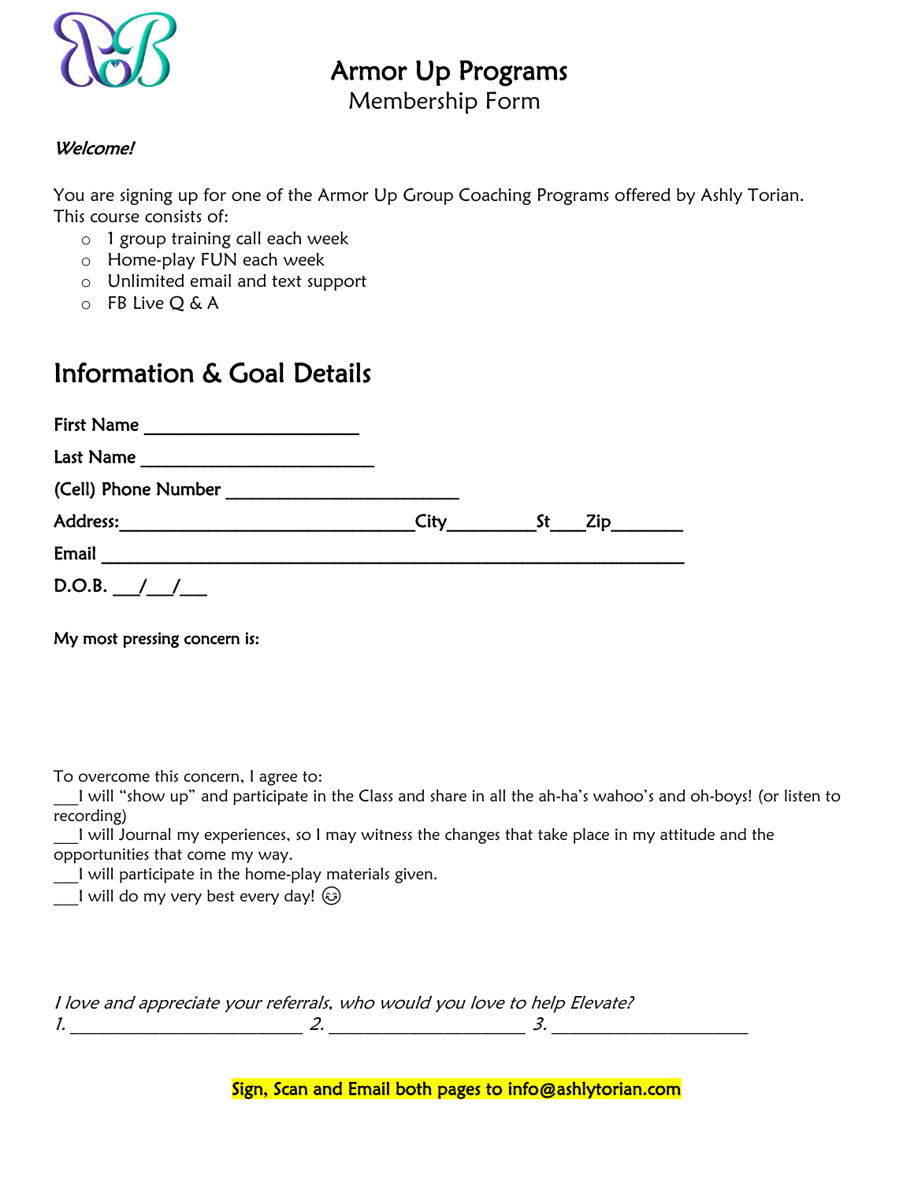# Armor Up Programs

Membership Form

*Welcome!*

You are signing up for one of the Armor Up Group Coaching Programs offered by Ashly Torian.
This course consists of:

- 1 group training call each week
- Home-play FUN each week
- Unlimited email and text support
- FB Live Q & A

## Information & Goal Details

First Name ______________________

Last Name ________________________

(Cell) Phone Number ________________________

Address:______________________________City_________St____Zip_______

Email ____________________________________________________________

D.O.B. ___/___/___

My most pressing concern is:

To overcome this concern, I agree to:

___I will "show up" and participate in the Class and share in all the ah-ha's wahoo's and oh-boys! (or listen to recording)

___I will Journal my experiences, so I may witness the changes that take place in my attitude and the opportunities that come my way.

___I will participate in the home-play materials given.

___I will do my very best every day! ☺

*I love and appreciate your referrals, who would you love to help Elevate?*

*1.* ________________________ *2.* ____________________ *3.* ____________________

**Sign, Scan and Email both pages to info@ashlytorian.com**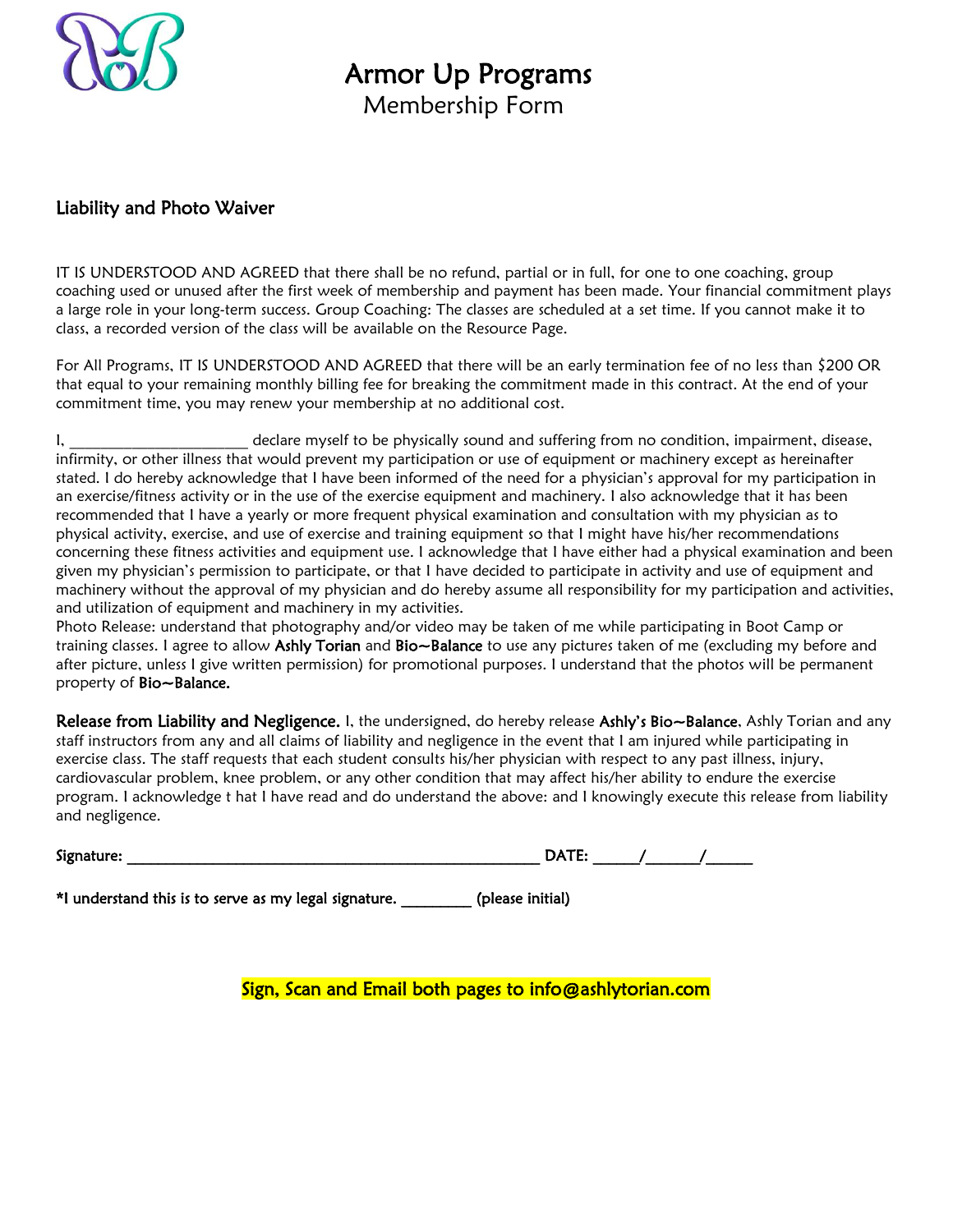# Armor Up Programs

Membership Form

## Liability and Photo Waiver

IT IS UNDERSTOOD AND AGREED that there shall be no refund, partial or in full, for one to one coaching, group coaching used or unused after the first week of membership and payment has been made. Your financial commitment plays a large role in your long-term success. Group Coaching: The classes are scheduled at a set time. If you cannot make it to class, a recorded version of the class will be available on the Resource Page.

For All Programs, IT IS UNDERSTOOD AND AGREED that there will be an early termination fee of no less than $200 OR that equal to your remaining monthly billing fee for breaking the commitment made in this contract. At the end of your commitment time, you may renew your membership at no additional cost.

I, ______________________ declare myself to be physically sound and suffering from no condition, impairment, disease, infirmity, or other illness that would prevent my participation or use of equipment or machinery except as hereinafter stated. I do hereby acknowledge that I have been informed of the need for a physician's approval for my participation in an exercise/fitness activity or in the use of the exercise equipment and machinery. I also acknowledge that it has been recommended that I have a yearly or more frequent physical examination and consultation with my physician as to physical activity, exercise, and use of exercise and training equipment so that I might have his/her recommendations concerning these fitness activities and equipment use. I acknowledge that I have either had a physical examination and been given my physician's permission to participate, or that I have decided to participate in activity and use of equipment and machinery without the approval of my physician and do hereby assume all responsibility for my participation and activities, and utilization of equipment and machinery in my activities.
Photo Release: understand that photography and/or video may be taken of me while participating in Boot Camp or training classes. I agree to allow Ashly Torian and Bio~Balance to use any pictures taken of me (excluding my before and after picture, unless I give written permission) for promotional purposes. I understand that the photos will be permanent property of Bio~Balance.

**Release from Liability and Negligence.** I, the undersigned, do hereby release Ashly's Bio~Balance, Ashly Torian and any staff instructors from any and all claims of liability and negligence in the event that I am injured while participating in exercise class. The staff requests that each student consults his/her physician with respect to any past illness, injury, cardiovascular problem, knee problem, or any other condition that may affect his/her ability to endure the exercise program. I acknowledge t hat I have read and do understand the above: and I knowingly execute this release from liability and negligence.

**Signature:** ____________________________________________________ **DATE:** _____/______/______

***I understand this is to serve as my legal signature.** _________ **(please initial)**

**Sign, Scan and Email both pages to info@ashlytorian.com**